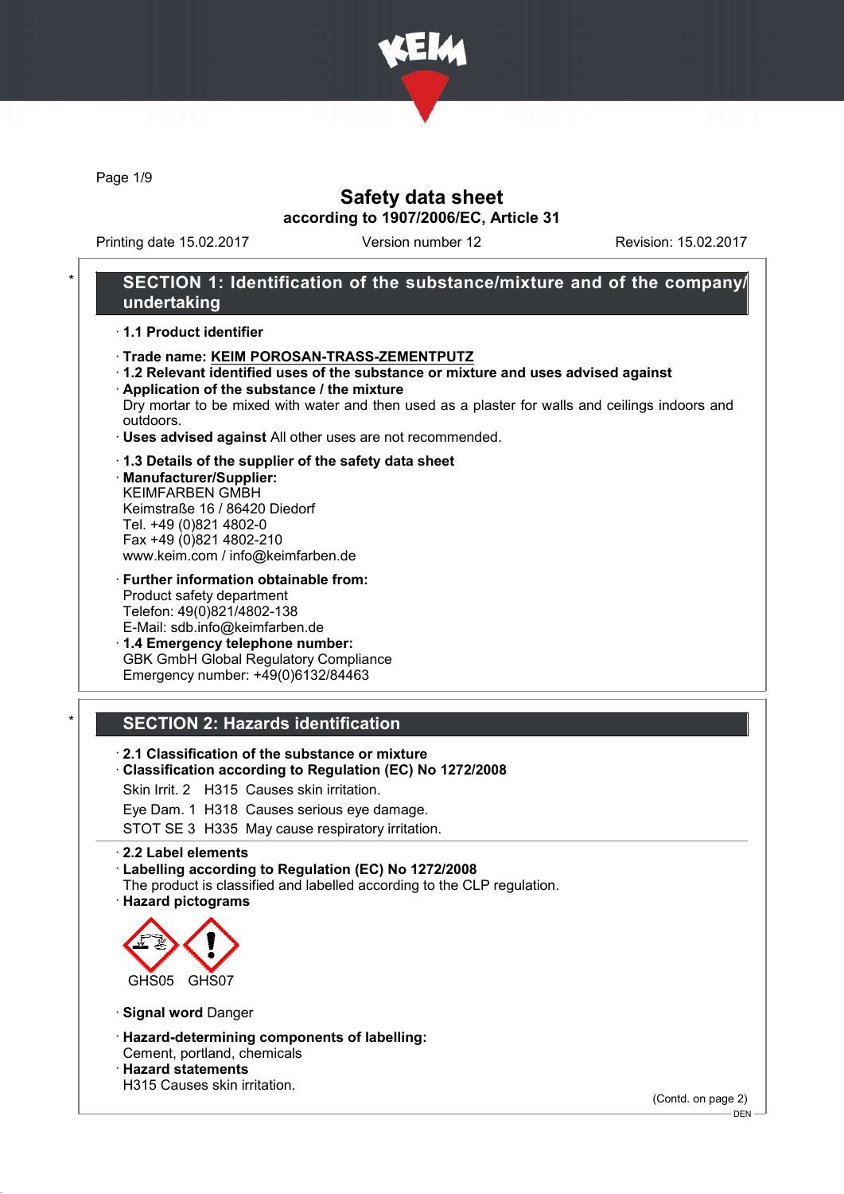# Safety data sheet

**according to 1907/2006/EC, Article 31**

Printing date 15.02.2017 | Version number 12 | Revision: 15.02.2017

## * SECTION 1: Identification of the substance/mixture and of the company/undertaking

· **1.1 Product identifier**

· **Trade name: KEIM POROSAN-TRASS-ZEMENTPUTZ**

· **1.2 Relevant identified uses of the substance or mixture and uses advised against**

· **Application of the substance / the mixture**
Dry mortar to be mixed with water and then used as a plaster for walls and ceilings indoors and outdoors.

· **Uses advised against** All other uses are not recommended.

· **1.3 Details of the supplier of the safety data sheet**

· **Manufacturer/Supplier:**
KEIMFARBEN GMBH
Keimstraße 16 / 86420 Diedorf
Tel. +49 (0)821 4802-0
Fax +49 (0)821 4802-210
www.keim.com / info@keimfarben.de

· **Further information obtainable from:**
Product safety department
Telefon: 49(0)821/4802-138
E-Mail: sdb.info@keimfarben.de

· **1.4 Emergency telephone number:**
GBK GmbH Global Regulatory Compliance
Emergency number: +49(0)6132/84463

## * SECTION 2: Hazards identification

· **2.1 Classification of the substance or mixture**

· **Classification according to Regulation (EC) No 1272/2008**

Skin Irrit. 2 H315 Causes skin irritation.

Eye Dam. 1 H318 Causes serious eye damage.

STOT SE 3 H335 May cause respiratory irritation.

· **2.2 Label elements**

· **Labelling according to Regulation (EC) No 1272/2008**
The product is classified and labelled according to the CLP regulation.

· **Hazard pictograms**

GHS05 GHS07

· **Signal word** Danger

· **Hazard-determining components of labelling:**
Cement, portland, chemicals

· **Hazard statements**
H315 Causes skin irritation.

(Contd. on page 2)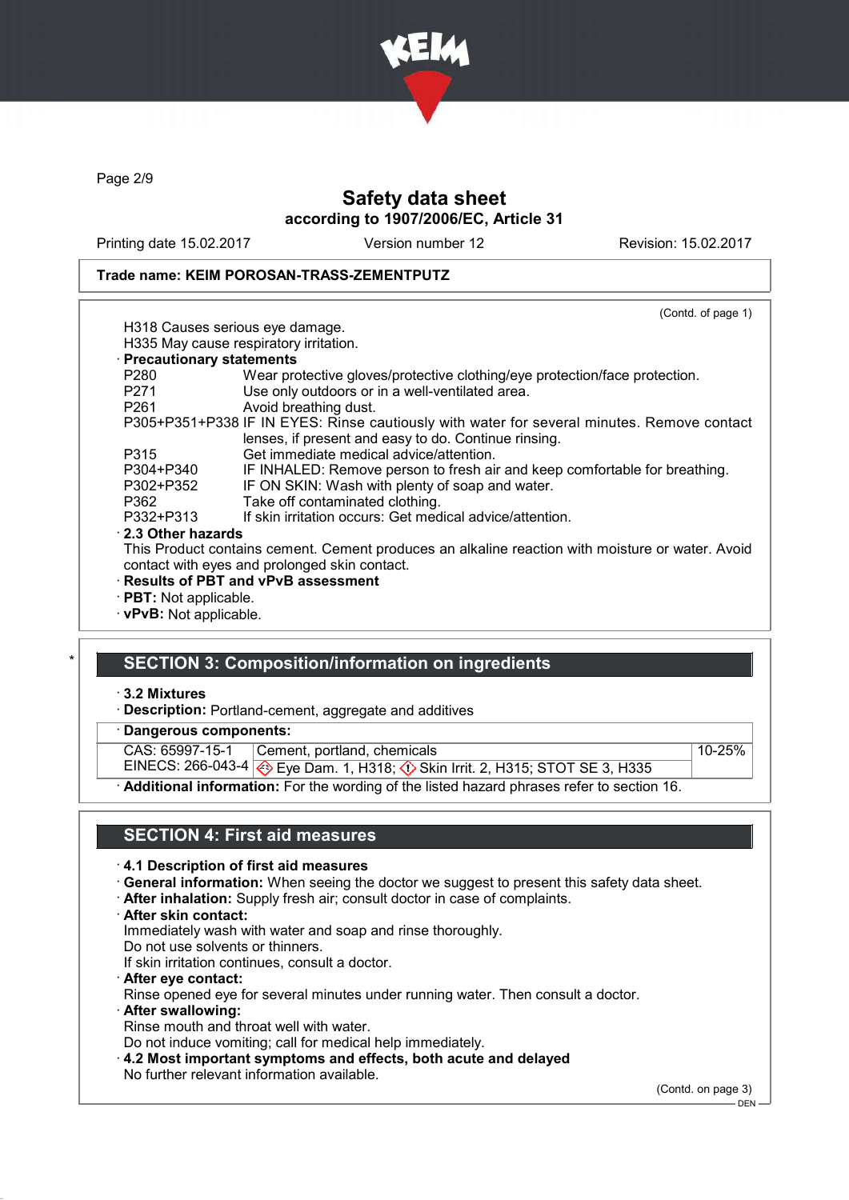Safety data sheet
according to 1907/2006/EC, Article 31

Printing date 15.02.2017 | Version number 12 | Revision: 15.02.2017

**Trade name: KEIM POROSAN-TRASS-ZEMENTPUTZ**

(Contd. of page 1)

H318 Causes serious eye damage.
H335 May cause respiratory irritation.

· **Precautionary statements**

| | |
|---|---|
| P280 | Wear protective gloves/protective clothing/eye protection/face protection. |
| P271 | Use only outdoors or in a well-ventilated area. |
| P261 | Avoid breathing dust. |
| P305+P351+P338 | IF IN EYES: Rinse cautiously with water for several minutes. Remove contact lenses, if present and easy to do. Continue rinsing. |
| P315 | Get immediate medical advice/attention. |
| P304+P340 | IF INHALED: Remove person to fresh air and keep comfortable for breathing. |
| P302+P352 | IF ON SKIN: Wash with plenty of soap and water. |
| P362 | Take off contaminated clothing. |
| P332+P313 | If skin irritation occurs: Get medical advice/attention. |

· **2.3 Other hazards**
This Product contains cement. Cement produces an alkaline reaction with moisture or water. Avoid contact with eyes and prolonged skin contact.

· **Results of PBT and vPvB assessment**
· **PBT:** Not applicable.
· **vPvB:** Not applicable.

## SECTION 3: Composition/information on ingredients

· **3.2 Mixtures**
· **Description:** Portland-cement, aggregate and additives

· **Dangerous components:**

| | | |
|---|---|---|
| CAS: 65997-15-1<br>EINECS: 266-043-4 | Cement, portland, chemicals<br>Eye Dam. 1, H318; Skin Irrit. 2, H315; STOT SE 3, H335 | 10-25% |

· **Additional information:** For the wording of the listed hazard phrases refer to section 16.

## SECTION 4: First aid measures

· **4.1 Description of first aid measures**
· **General information:** When seeing the doctor we suggest to present this safety data sheet.
· **After inhalation:** Supply fresh air; consult doctor in case of complaints.
· **After skin contact:**
Immediately wash with water and soap and rinse thoroughly.
Do not use solvents or thinners.
If skin irritation continues, consult a doctor.
· **After eye contact:**
Rinse opened eye for several minutes under running water. Then consult a doctor.
· **After swallowing:**
Rinse mouth and throat well with water.
Do not induce vomiting; call for medical help immediately.
· **4.2 Most important symptoms and effects, both acute and delayed**
No further relevant information available.

(Contd. on page 3)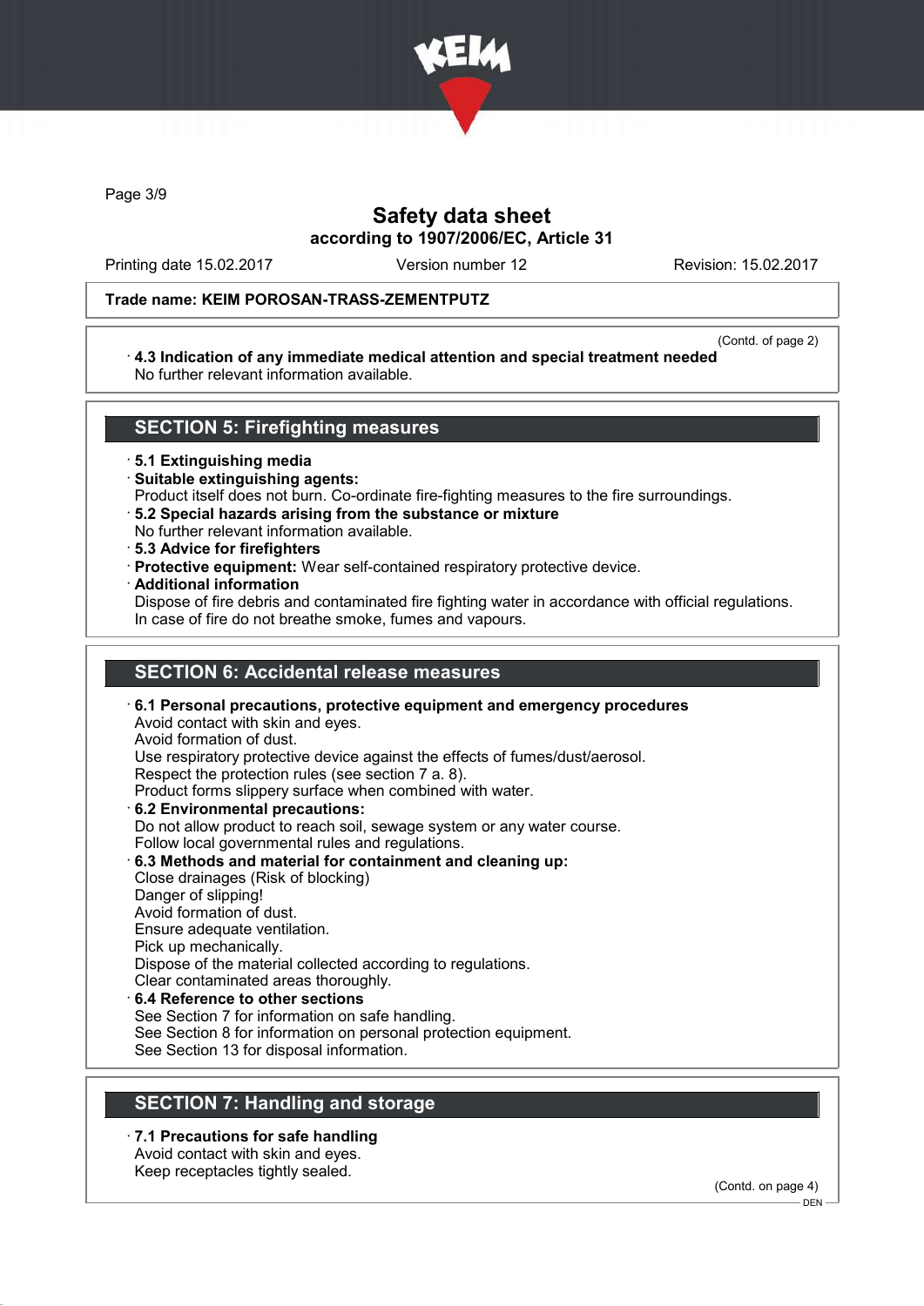Printing date 15.02.2017 Version number 12 Revision: 15.02.2017

**Trade name: KEIM POROSAN-TRASS-ZEMENTPUTZ**

(Contd. of page 2)

· **4.3 Indication of any immediate medical attention and special treatment needed**
No further relevant information available.

## SECTION 5: Firefighting measures

· **5.1 Extinguishing media**
· **Suitable extinguishing agents:**
Product itself does not burn. Co-ordinate fire-fighting measures to the fire surroundings.
· **5.2 Special hazards arising from the substance or mixture**
No further relevant information available.
· **5.3 Advice for firefighters**
· **Protective equipment:** Wear self-contained respiratory protective device.
· **Additional information**
Dispose of fire debris and contaminated fire fighting water in accordance with official regulations.
In case of fire do not breathe smoke, fumes and vapours.

## SECTION 6: Accidental release measures

· **6.1 Personal precautions, protective equipment and emergency procedures**
Avoid contact with skin and eyes.
Avoid formation of dust.
Use respiratory protective device against the effects of fumes/dust/aerosol.
Respect the protection rules (see section 7 a. 8).
Product forms slippery surface when combined with water.
· **6.2 Environmental precautions:**
Do not allow product to reach soil, sewage system or any water course.
Follow local governmental rules and regulations.
· **6.3 Methods and material for containment and cleaning up:**
Close drainages (Risk of blocking)
Danger of slipping!
Avoid formation of dust.
Ensure adequate ventilation.
Pick up mechanically.
Dispose of the material collected according to regulations.
Clear contaminated areas thoroughly.
· **6.4 Reference to other sections**
See Section 7 for information on safe handling.
See Section 8 for information on personal protection equipment.
See Section 13 for disposal information.

## SECTION 7: Handling and storage

· **7.1 Precautions for safe handling**
Avoid contact with skin and eyes.
Keep receptacles tightly sealed.

(Contd. on page 4)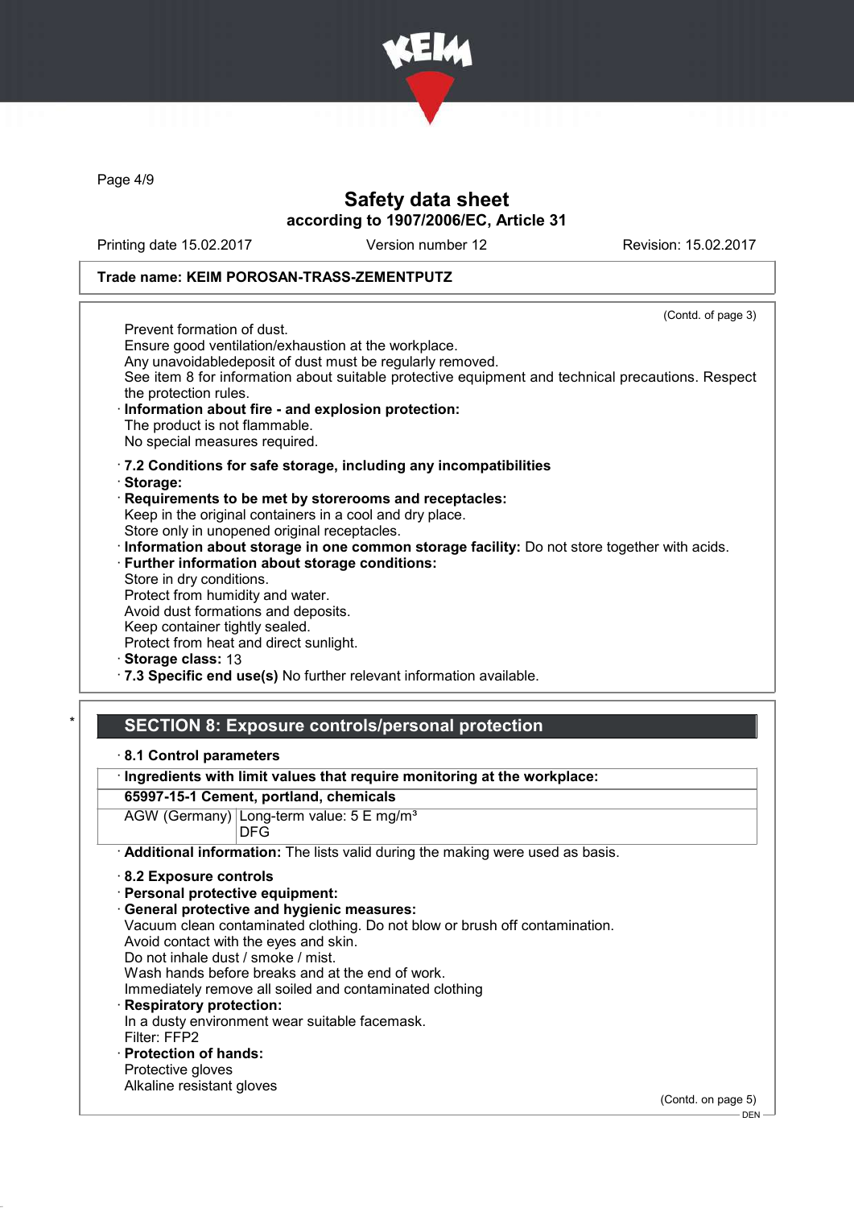Trade name: KEIM POROSAN-TRASS-ZEMENTPUTZ

(Contd. of page 3)

Prevent formation of dust.
Ensure good ventilation/exhaustion at the workplace.
Any unavoidabledeposit of dust must be regularly removed.
See item 8 for information about suitable protective equipment and technical precautions. Respect the protection rules.

· **Information about fire - and explosion protection:**
The product is not flammable.
No special measures required.

· **7.2 Conditions for safe storage, including any incompatibilities**
· **Storage:**
· **Requirements to be met by storerooms and receptacles:**
Keep in the original containers in a cool and dry place.
Store only in unopened original receptacles.
· **Information about storage in one common storage facility:** Do not store together with acids.
· **Further information about storage conditions:**
Store in dry conditions.
Protect from humidity and water.
Avoid dust formations and deposits.
Keep container tightly sealed.
Protect from heat and direct sunlight.
· **Storage class:** 13
· **7.3 Specific end use(s)** No further relevant information available.

\*

## SECTION 8: Exposure controls/personal protection

· **8.1 Control parameters**

| · Ingredients with limit values that require monitoring at the workplace: | |
|---|---|
| **65997-15-1 Cement, portland, chemicals** | |
| AGW (Germany) | Long-term value: 5 E mg/m³<br>DFG |

· **Additional information:** The lists valid during the making were used as basis.

· **8.2 Exposure controls**
· **Personal protective equipment:**
· **General protective and hygienic measures:**
Vacuum clean contaminated clothing. Do not blow or brush off contamination.
Avoid contact with the eyes and skin.
Do not inhale dust / smoke / mist.
Wash hands before breaks and at the end of work.
Immediately remove all soiled and contaminated clothing
· **Respiratory protection:**
In a dusty environment wear suitable facemask.
Filter: FFP2
· **Protection of hands:**
Protective gloves
Alkaline resistant gloves

(Contd. on page 5)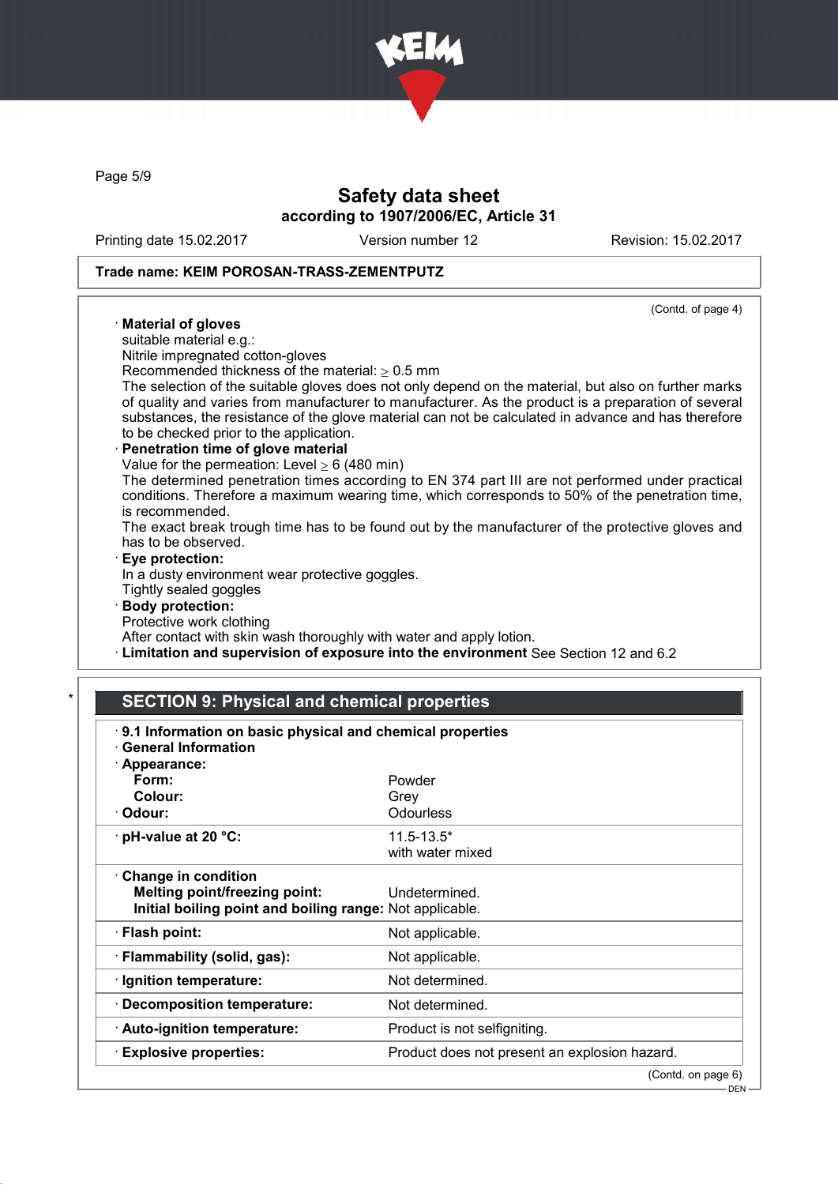Trade name: KEIM POROSAN-TRASS-ZEMENTPUTZ

(Contd. of page 4)

· **Material of gloves**
suitable material e.g.:
Nitrile impregnated cotton-gloves
Recommended thickness of the material: ≥ 0.5 mm
The selection of the suitable gloves does not only depend on the material, but also on further marks of quality and varies from manufacturer to manufacturer. As the product is a preparation of several substances, the resistance of the glove material can not be calculated in advance and has therefore to be checked prior to the application.

· **Penetration time of glove material**
Value for the permeation: Level ≥ 6 (480 min)
The determined penetration times according to EN 374 part III are not performed under practical conditions. Therefore a maximum wearing time, which corresponds to 50% of the penetration time, is recommended.
The exact break trough time has to be found out by the manufacturer of the protective gloves and has to be observed.

· **Eye protection:**
In a dusty environment wear protective goggles.
Tightly sealed goggles

· **Body protection:**
Protective work clothing
After contact with skin wash thoroughly with water and apply lotion.

· **Limitation and supervision of exposure into the environment** See Section 12 and 6.2

\* 

## SECTION 9: Physical and chemical properties

· **9.1 Information on basic physical and chemical properties**
· **General Information**

| · **Appearance:** | |
|---|---|
| **Form:** | Powder |
| **Colour:** | Grey |
| · **Odour:** | Odourless |
| · **pH-value at 20 °C:** | 11.5-13.5* with water mixed |
| · **Change in condition** | |
| **Melting point/freezing point:** | Undetermined. |
| **Initial boiling point and boiling range:** | Not applicable. |
| · **Flash point:** | Not applicable. |
| · **Flammability (solid, gas):** | Not applicable. |
| · **Ignition temperature:** | Not determined. |
| · **Decomposition temperature:** | Not determined. |
| · **Auto-ignition temperature:** | Product is not selfigniting. |
| · **Explosive properties:** | Product does not present an explosion hazard. |

(Contd. on page 6)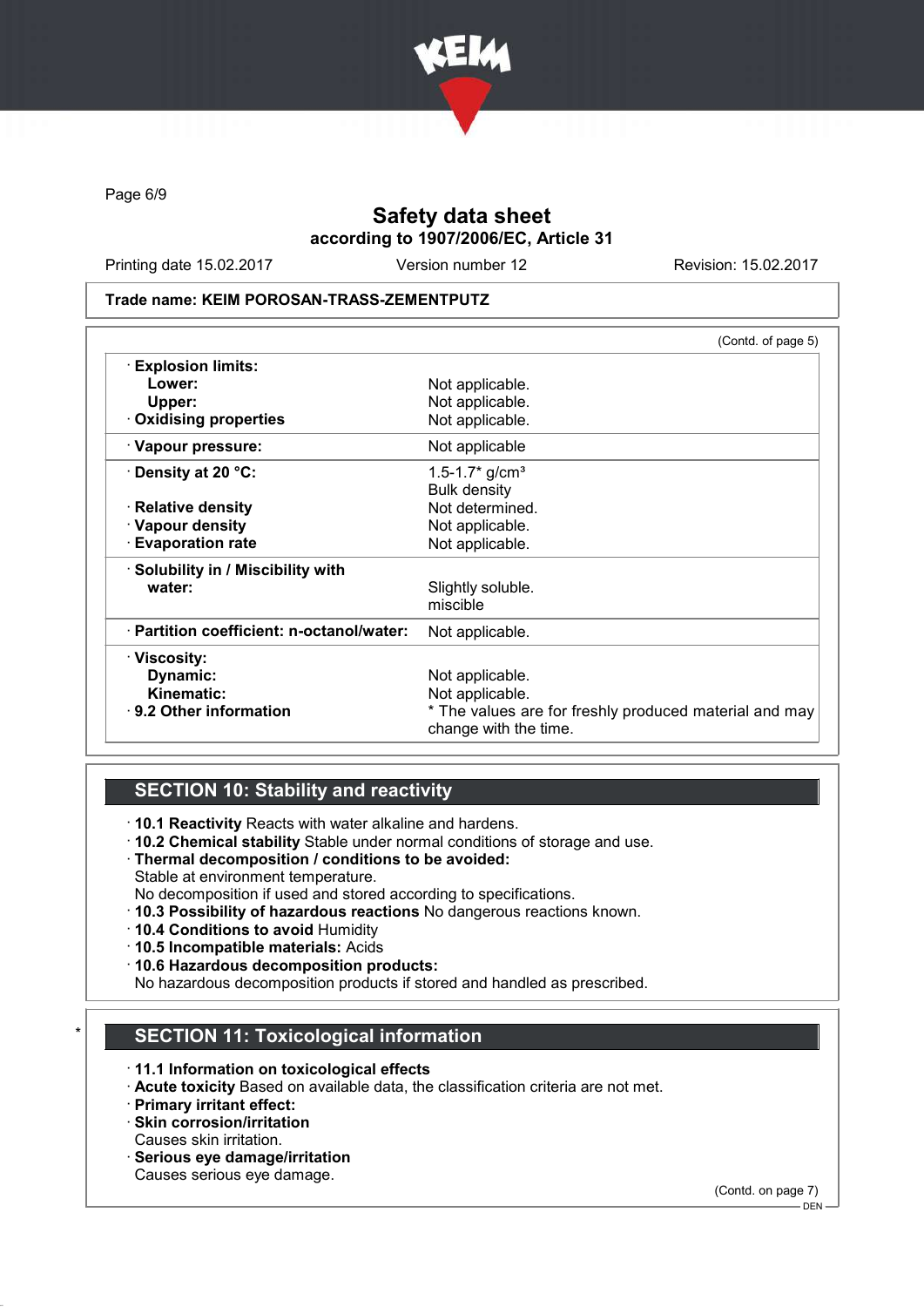# Safety data sheet
## according to 1907/2006/EC, Article 31

Printing date 15.02.2017 | Version number 12 | Revision: 15.02.2017

**Trade name: KEIM POROSAN-TRASS-ZEMENTPUTZ**

(Contd. of page 5)

| | |
|---|---|
| · **Explosion limits:** | |
| **Lower:** | Not applicable. |
| **Upper:** | Not applicable. |
| · **Oxidising properties** | Not applicable. |
| · **Vapour pressure:** | Not applicable |
| · **Density at 20 °C:** | 1.5-1.7* g/cm³<br>Bulk density |
| · **Relative density** | Not determined. |
| · **Vapour density** | Not applicable. |
| · **Evaporation rate** | Not applicable. |
| · **Solubility in / Miscibility with** | |
| **water:** | Slightly soluble.<br>miscible |
| · **Partition coefficient: n-octanol/water:** | Not applicable. |
| · **Viscosity:** | |
| **Dynamic:** | Not applicable. |
| **Kinematic:** | Not applicable. |
| · **9.2 Other information** | * The values are for freshly produced material and may change with the time. |

## SECTION 10: Stability and reactivity

· **10.1 Reactivity** Reacts with water alkaline and hardens.
· **10.2 Chemical stability** Stable under normal conditions of storage and use.
· **Thermal decomposition / conditions to be avoided:**
Stable at environment temperature.
No decomposition if used and stored according to specifications.
· **10.3 Possibility of hazardous reactions** No dangerous reactions known.
· **10.4 Conditions to avoid** Humidity
· **10.5 Incompatible materials:** Acids
· **10.6 Hazardous decomposition products:**
No hazardous decomposition products if stored and handled as prescribed.

## * SECTION 11: Toxicological information

· **11.1 Information on toxicological effects**
· **Acute toxicity** Based on available data, the classification criteria are not met.
· **Primary irritant effect:**
· **Skin corrosion/irritation**
Causes skin irritation.
· **Serious eye damage/irritation**
Causes serious eye damage.

(Contd. on page 7)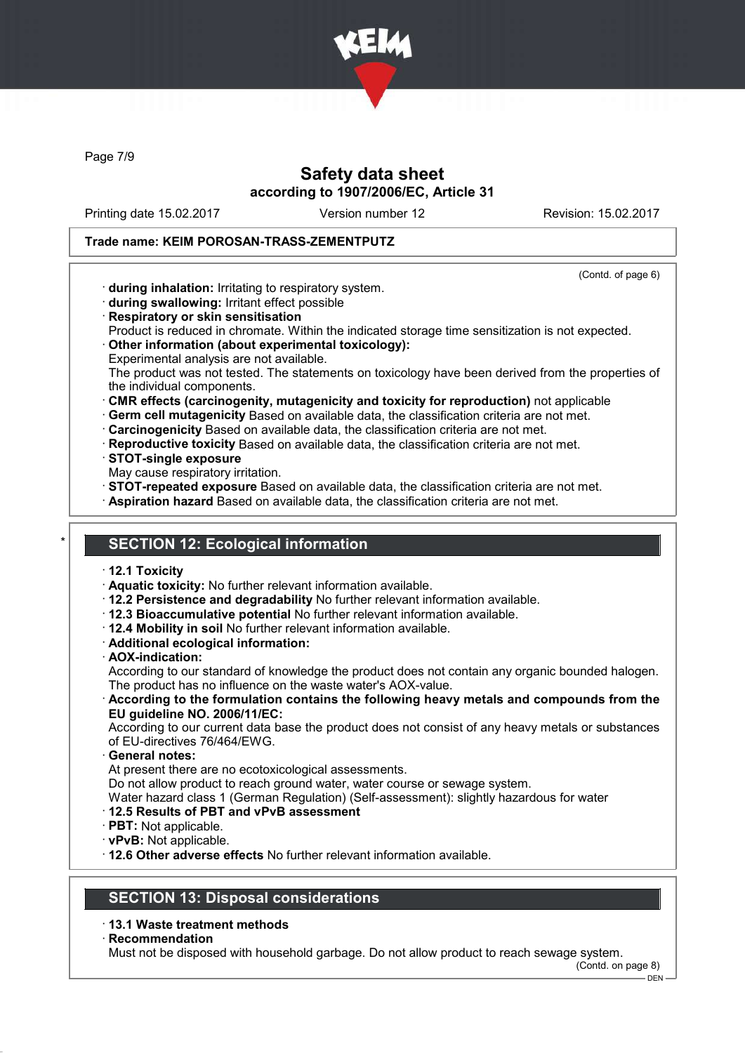(Contd. of page 6)

· **during inhalation:** Irritating to respiratory system.
· **during swallowing:** Irritant effect possible
· **Respiratory or skin sensitisation**
Product is reduced in chromate. Within the indicated storage time sensitization is not expected.
· **Other information (about experimental toxicology):**
Experimental analysis are not available.
The product was not tested. The statements on toxicology have been derived from the properties of the individual components.
· **CMR effects (carcinogenity, mutagenicity and toxicity for reproduction)** not applicable
· **Germ cell mutagenicity** Based on available data, the classification criteria are not met.
· **Carcinogenicity** Based on available data, the classification criteria are not met.
· **Reproductive toxicity** Based on available data, the classification criteria are not met.
· **STOT-single exposure**
May cause respiratory irritation.
· **STOT-repeated exposure** Based on available data, the classification criteria are not met.
· **Aspiration hazard** Based on available data, the classification criteria are not met.

## * SECTION 12: Ecological information

· **12.1 Toxicity**
· **Aquatic toxicity:** No further relevant information available.
· **12.2 Persistence and degradability** No further relevant information available.
· **12.3 Bioaccumulative potential** No further relevant information available.
· **12.4 Mobility in soil** No further relevant information available.
· **Additional ecological information:**
· **AOX-indication:**
According to our standard of knowledge the product does not contain any organic bounded halogen. The product has no influence on the waste water's AOX-value.
· **According to the formulation contains the following heavy metals and compounds from the EU guideline NO. 2006/11/EC:**
According to our current data base the product does not consist of any heavy metals or substances of EU-directives 76/464/EWG.
· **General notes:**
At present there are no ecotoxicological assessments.
Do not allow product to reach ground water, water course or sewage system.
Water hazard class 1 (German Regulation) (Self-assessment): slightly hazardous for water
· **12.5 Results of PBT and vPvB assessment**
· **PBT:** Not applicable.
· **vPvB:** Not applicable.
· **12.6 Other adverse effects** No further relevant information available.

## SECTION 13: Disposal considerations

· **13.1 Waste treatment methods**
· **Recommendation**
Must not be disposed with household garbage. Do not allow product to reach sewage system.

(Contd. on page 8)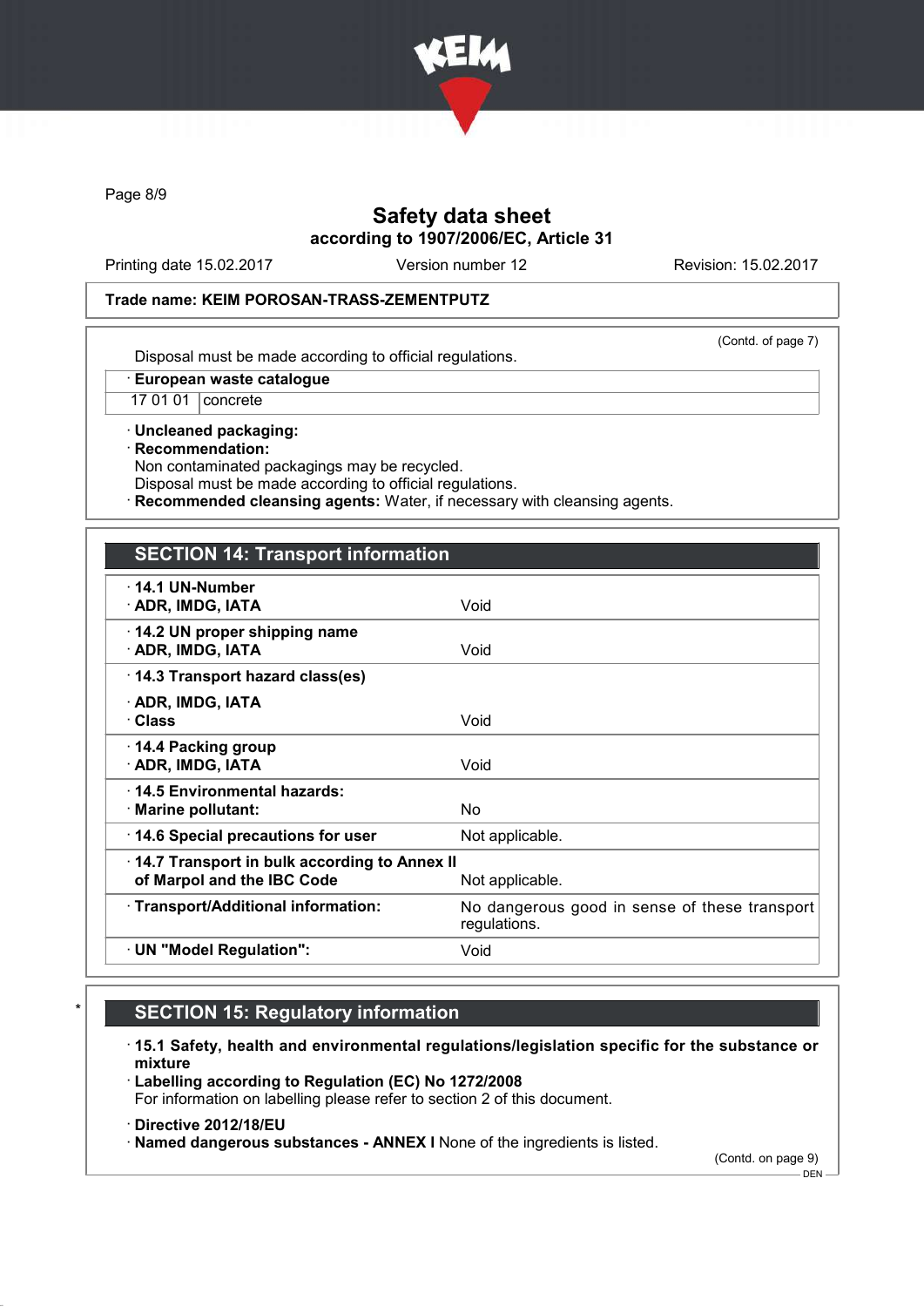Trade name: KEIM POROSAN-TRASS-ZEMENTPUTZ

(Contd. of page 7)

Disposal must be made according to official regulations.

| · European waste catalogue | |
|---|---|
| 17 01 01 | concrete |

· **Uncleaned packaging:**
· **Recommendation:**
Non contaminated packagings may be recycled.
Disposal must be made according to official regulations.
· **Recommended cleansing agents:** Water, if necessary with cleansing agents.

## SECTION 14: Transport information

| | |
|---|---|
| · **14.1 UN-Number** | |
| · **ADR, IMDG, IATA** | Void |
| · **14.2 UN proper shipping name** | |
| · **ADR, IMDG, IATA** | Void |
| · **14.3 Transport hazard class(es)** | |
| · **ADR, IMDG, IATA** | |
| · **Class** | Void |
| · **14.4 Packing group** | |
| · **ADR, IMDG, IATA** | Void |
| · **14.5 Environmental hazards:** | |
| · **Marine pollutant:** | No |
| · **14.6 Special precautions for user** | Not applicable. |
| · **14.7 Transport in bulk according to Annex II of Marpol and the IBC Code** | Not applicable. |
| · **Transport/Additional information:** | No dangerous good in sense of these transport regulations. |
| · **UN "Model Regulation":** | Void |

## * SECTION 15: Regulatory information

· **15.1 Safety, health and environmental regulations/legislation specific for the substance or mixture**
· **Labelling according to Regulation (EC) No 1272/2008**
For information on labelling please refer to section 2 of this document.

· **Directive 2012/18/EU**
· **Named dangerous substances - ANNEX I** None of the ingredients is listed.

(Contd. on page 9)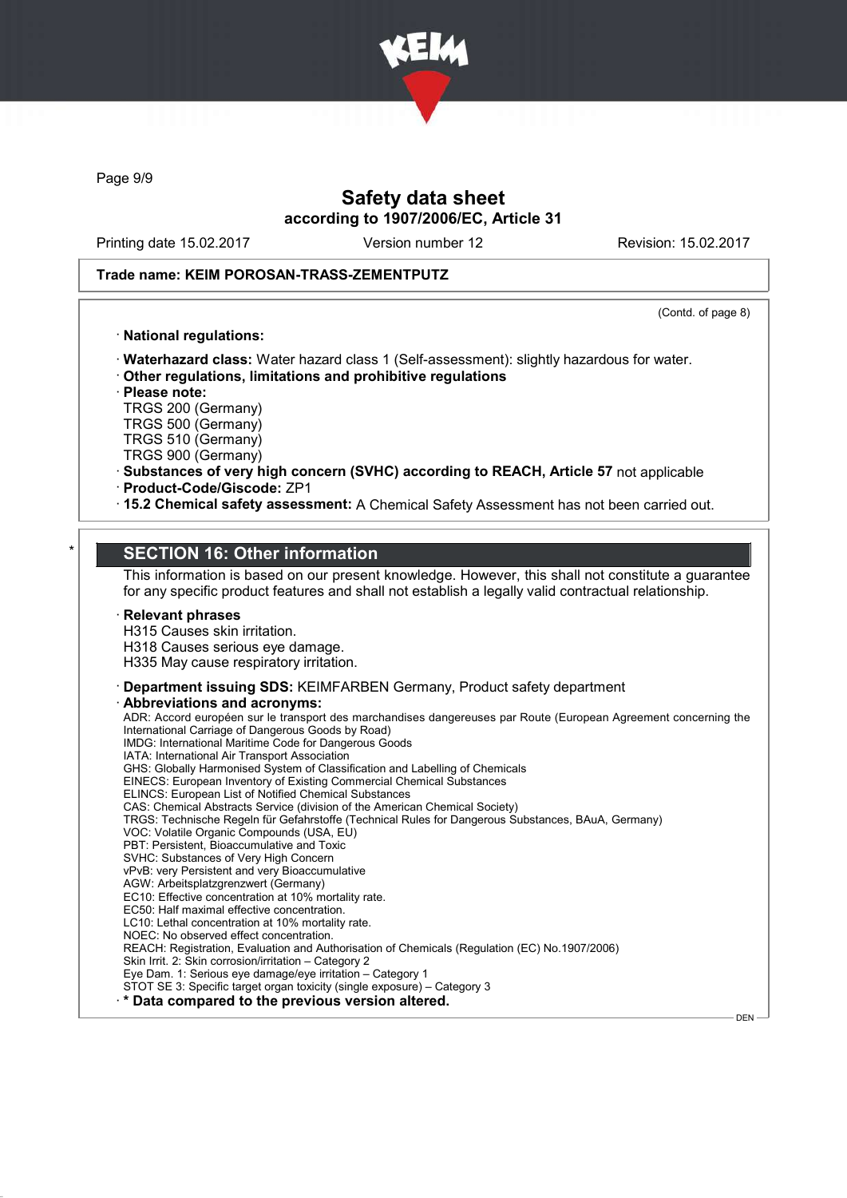(Contd. of page 8)

· **National regulations:**

· **Waterhazard class:** Water hazard class 1 (Self-assessment): slightly hazardous for water.
· **Other regulations, limitations and prohibitive regulations**
· **Please note:**
TRGS 200 (Germany)
TRGS 500 (Germany)
TRGS 510 (Germany)
TRGS 900 (Germany)
· **Substances of very high concern (SVHC) according to REACH, Article 57** not applicable
· **Product-Code/Giscode:** ZP1
· **15.2 Chemical safety assessment:** A Chemical Safety Assessment has not been carried out.

## * SECTION 16: Other information

This information is based on our present knowledge. However, this shall not constitute a guarantee for any specific product features and shall not establish a legally valid contractual relationship.

· **Relevant phrases**
H315 Causes skin irritation.
H318 Causes serious eye damage.
H335 May cause respiratory irritation.

· **Department issuing SDS:** KEIMFARBEN Germany, Product safety department
· **Abbreviations and acronyms:**
ADR: Accord européen sur le transport des marchandises dangereuses par Route (European Agreement concerning the International Carriage of Dangerous Goods by Road)
IMDG: International Maritime Code for Dangerous Goods
IATA: International Air Transport Association
GHS: Globally Harmonised System of Classification and Labelling of Chemicals
EINECS: European Inventory of Existing Commercial Chemical Substances
ELINCS: European List of Notified Chemical Substances
CAS: Chemical Abstracts Service (division of the American Chemical Society)
TRGS: Technische Regeln für Gefahrstoffe (Technical Rules for Dangerous Substances, BAuA, Germany)
VOC: Volatile Organic Compounds (USA, EU)
PBT: Persistent, Bioaccumulative and Toxic
SVHC: Substances of Very High Concern
vPvB: very Persistent and very Bioaccumulative
AGW: Arbeitsplatzgrenzwert (Germany)
EC10: Effective concentration at 10% mortality rate.
EC50: Half maximal effective concentration.
LC10: Lethal concentration at 10% mortality rate.
NOEC: No observed effect concentration.
REACH: Registration, Evaluation and Authorisation of Chemicals (Regulation (EC) No.1907/2006)
Skin Irrit. 2: Skin corrosion/irritation – Category 2
Eye Dam. 1: Serious eye damage/eye irritation – Category 1
STOT SE 3: Specific target organ toxicity (single exposure) – Category 3
· **\* Data compared to the previous version altered.**